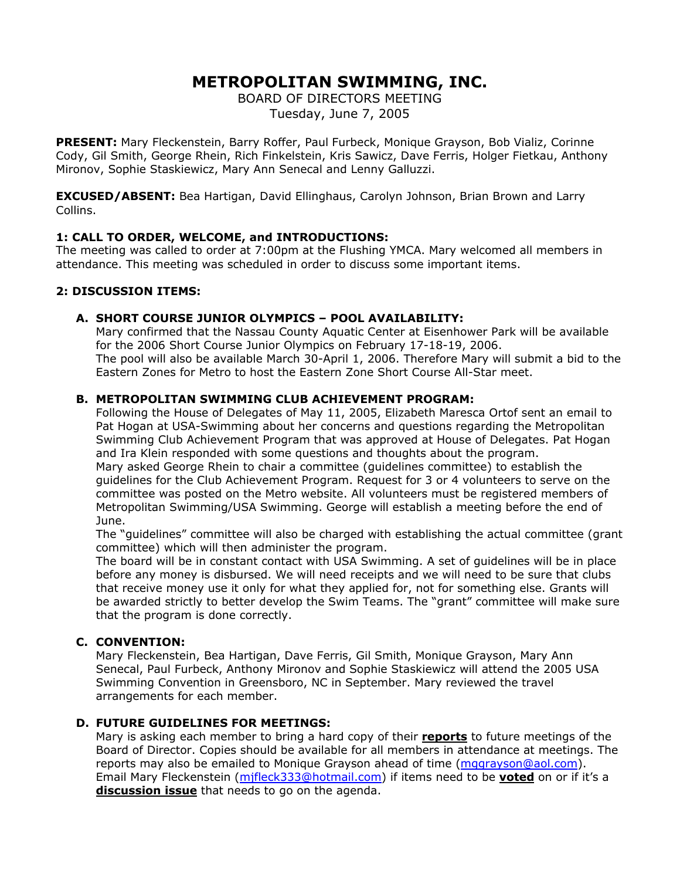# METROPOLITAN SWIMMING, INC.

BOARD OF DIRECTORS MEETING
Tuesday, June 7, 2005

**PRESENT:** Mary Fleckenstein, Barry Roffer, Paul Furbeck, Monique Grayson, Bob Vializ, Corinne Cody, Gil Smith, George Rhein, Rich Finkelstein, Kris Sawicz, Dave Ferris, Holger Fietkau, Anthony Mironov, Sophie Staskiewicz, Mary Ann Senecal and Lenny Galluzzi.

**EXCUSED/ABSENT:** Bea Hartigan, David Ellinghaus, Carolyn Johnson, Brian Brown and Larry Collins.

### 1: CALL TO ORDER, WELCOME, and INTRODUCTIONS:

The meeting was called to order at 7:00pm at the Flushing YMCA. Mary welcomed all members in attendance. This meeting was scheduled in order to discuss some important items.

### 2: DISCUSSION ITEMS:

**A. SHORT COURSE JUNIOR OLYMPICS – POOL AVAILABILITY:**

Mary confirmed that the Nassau County Aquatic Center at Eisenhower Park will be available for the 2006 Short Course Junior Olympics on February 17-18-19, 2006.
The pool will also be available March 30-April 1, 2006. Therefore Mary will submit a bid to the Eastern Zones for Metro to host the Eastern Zone Short Course All-Star meet.

**B. METROPOLITAN SWIMMING CLUB ACHIEVEMENT PROGRAM:**

Following the House of Delegates of May 11, 2005, Elizabeth Maresca Ortof sent an email to Pat Hogan at USA-Swimming about her concerns and questions regarding the Metropolitan Swimming Club Achievement Program that was approved at House of Delegates. Pat Hogan and Ira Klein responded with some questions and thoughts about the program.
Mary asked George Rhein to chair a committee (guidelines committee) to establish the guidelines for the Club Achievement Program. Request for 3 or 4 volunteers to serve on the committee was posted on the Metro website. All volunteers must be registered members of Metropolitan Swimming/USA Swimming. George will establish a meeting before the end of June.
The "guidelines" committee will also be charged with establishing the actual committee (grant committee) which will then administer the program.
The board will be in constant contact with USA Swimming. A set of guidelines will be in place before any money is disbursed. We will need receipts and we will need to be sure that clubs that receive money use it only for what they applied for, not for something else. Grants will be awarded strictly to better develop the Swim Teams. The "grant" committee will make sure that the program is done correctly.

**C. CONVENTION:**

Mary Fleckenstein, Bea Hartigan, Dave Ferris, Gil Smith, Monique Grayson, Mary Ann Senecal, Paul Furbeck, Anthony Mironov and Sophie Staskiewicz will attend the 2005 USA Swimming Convention in Greensboro, NC in September. Mary reviewed the travel arrangements for each member.

**D. FUTURE GUIDELINES FOR MEETINGS:**

Mary is asking each member to bring a hard copy of their **reports** to future meetings of the Board of Director. Copies should be available for all members in attendance at meetings. The reports may also be emailed to Monique Grayson ahead of time (mggrayson@aol.com). Email Mary Fleckenstein (mjfleck333@hotmail.com) if items need to be **voted** on or if it's a **discussion issue** that needs to go on the agenda.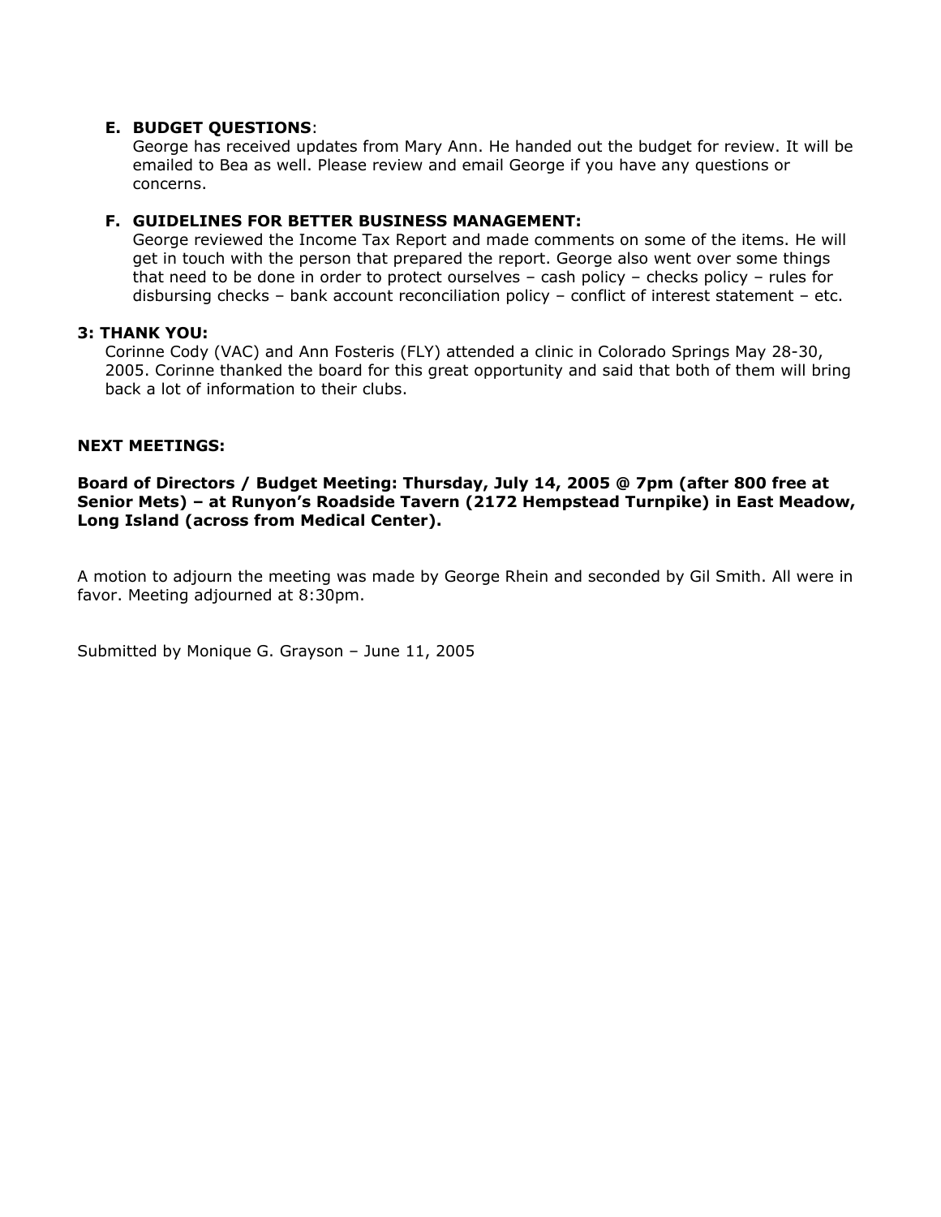**E. BUDGET QUESTIONS**:

George has received updates from Mary Ann. He handed out the budget for review. It will be emailed to Bea as well. Please review and email George if you have any questions or concerns.

**F. GUIDELINES FOR BETTER BUSINESS MANAGEMENT:**

George reviewed the Income Tax Report and made comments on some of the items. He will get in touch with the person that prepared the report. George also went over some things that need to be done in order to protect ourselves – cash policy – checks policy – rules for disbursing checks – bank account reconciliation policy – conflict of interest statement – etc.

**3: THANK YOU:**

Corinne Cody (VAC) and Ann Fosteris (FLY) attended a clinic in Colorado Springs May 28-30, 2005. Corinne thanked the board for this great opportunity and said that both of them will bring back a lot of information to their clubs.

**NEXT MEETINGS:**

**Board of Directors / Budget Meeting: Thursday, July 14, 2005 @ 7pm (after 800 free at Senior Mets) – at Runyon's Roadside Tavern (2172 Hempstead Turnpike) in East Meadow, Long Island (across from Medical Center).**

A motion to adjourn the meeting was made by George Rhein and seconded by Gil Smith. All were in favor. Meeting adjourned at 8:30pm.

Submitted by Monique G. Grayson – June 11, 2005